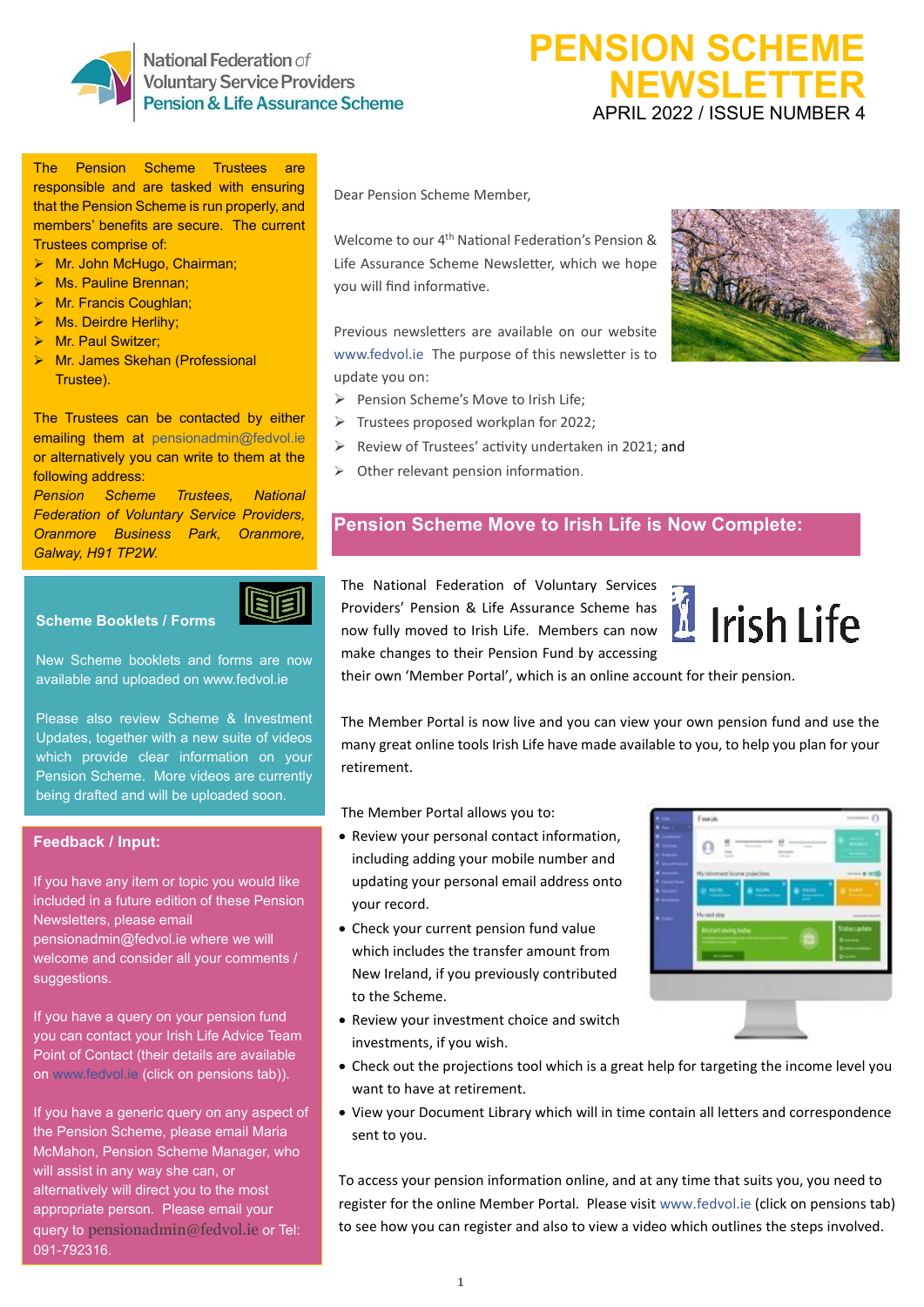National Federation of Voluntary Service Providers
Pension & Life Assurance Scheme

# PENSION SCHEME NEWSLETTER

APRIL 2022 / ISSUE NUMBER 4

The Pension Scheme Trustees are responsible and are tasked with ensuring that the Pension Scheme is run properly, and members' benefits are secure. The current Trustees comprise of:

- Mr. John McHugo, Chairman;
- Ms. Pauline Brennan;
- Mr. Francis Coughlan;
- Ms. Deirdre Herlihy;
- Mr. Paul Switzer;
- Mr. James Skehan (Professional Trustee).

The Trustees can be contacted by either emailing them at pensionadmin@fedvol.ie or alternatively you can write to them at the following address:
*Pension Scheme Trustees, National Federation of Voluntary Service Providers, Oranmore Business Park, Oranmore, Galway, H91 TP2W.*

## Scheme Booklets / Forms

New Scheme booklets and forms are now available and uploaded on www.fedvol.ie

Please also review Scheme & Investment Updates, together with a new suite of videos which provide clear information on your Pension Scheme. More videos are currently being drafted and will be uploaded soon.

## Feedback / Input:

If you have any item or topic you would like included in a future edition of these Pension Newsletters, please email pensionadmin@fedvol.ie where we will welcome and consider all your comments / suggestions.

If you have a query on your pension fund you can contact your Irish Life Advice Team Point of Contact (their details are available on www.fedvol.ie (click on pensions tab)).

If you have a generic query on any aspect of the Pension Scheme, please email Maria McMahon, Pension Scheme Manager, who will assist in any way she can, or alternatively will direct you to the most appropriate person. Please email your query to pensionadmin@fedvol.ie or Tel: 091-792316.

Dear Pension Scheme Member,

Welcome to our 4th National Federation's Pension & Life Assurance Scheme Newsletter, which we hope you will find informative.

Previous newsletters are available on our website www.fedvol.ie The purpose of this newsletter is to update you on:

- Pension Scheme's Move to Irish Life;
- Trustees proposed workplan for 2022;
- Review of Trustees' activity undertaken in 2021; and
- Other relevant pension information.

## Pension Scheme Move to Irish Life is Now Complete:

The National Federation of Voluntary Services Providers' Pension & Life Assurance Scheme has now fully moved to Irish Life. Members can now make changes to their Pension Fund by accessing their own 'Member Portal', which is an online account for their pension.

The Member Portal is now live and you can view your own pension fund and use the many great online tools Irish Life have made available to you, to help you plan for your retirement.

The Member Portal allows you to:

- Review your personal contact information, including adding your mobile number and updating your personal email address onto your record.
- Check your current pension fund value which includes the transfer amount from New Ireland, if you previously contributed to the Scheme.
- Review your investment choice and switch investments, if you wish.
- Check out the projections tool which is a great help for targeting the income level you want to have at retirement.
- View your Document Library which will in time contain all letters and correspondence sent to you.

To access your pension information online, and at any time that suits you, you need to register for the online Member Portal. Please visit www.fedvol.ie (click on pensions tab) to see how you can register and also to view a video which outlines the steps involved.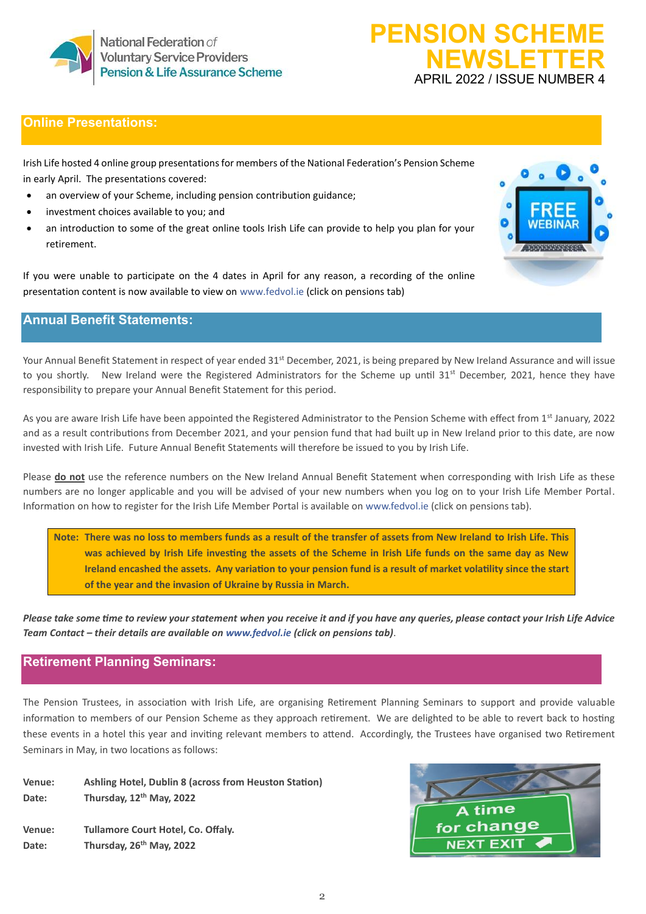National Federation of Voluntary Service Providers Pension & Life Assurance Scheme

# PENSION SCHEME NEWSLETTER

APRIL 2022 / ISSUE NUMBER 4

## Online Presentations:

Irish Life hosted 4 online group presentations for members of the National Federation's Pension Scheme in early April. The presentations covered:

- an overview of your Scheme, including pension contribution guidance;
- investment choices available to you; and
- an introduction to some of the great online tools Irish Life can provide to help you plan for your retirement.

If you were unable to participate on the 4 dates in April for any reason, a recording of the online presentation content is now available to view on www.fedvol.ie (click on pensions tab)

## Annual Benefit Statements:

Your Annual Benefit Statement in respect of year ended 31st December, 2021, is being prepared by New Ireland Assurance and will issue to you shortly. New Ireland were the Registered Administrators for the Scheme up until 31st December, 2021, hence they have responsibility to prepare your Annual Benefit Statement for this period.

As you are aware Irish Life have been appointed the Registered Administrator to the Pension Scheme with effect from 1st January, 2022 and as a result contributions from December 2021, and your pension fund that had built up in New Ireland prior to this date, are now invested with Irish Life. Future Annual Benefit Statements will therefore be issued to you by Irish Life.

Please **do not** use the reference numbers on the New Ireland Annual Benefit Statement when corresponding with Irish Life as these numbers are no longer applicable and you will be advised of your new numbers when you log on to your Irish Life Member Portal. Information on how to register for the Irish Life Member Portal is available on www.fedvol.ie (click on pensions tab).

> **Note: There was no loss to members funds as a result of the transfer of assets from New Ireland to Irish Life. This was achieved by Irish Life investing the assets of the Scheme in Irish Life funds on the same day as New Ireland encashed the assets. Any variation to your pension fund is a result of market volatility since the start of the year and the invasion of Ukraine by Russia in March.**

***Please take some time to review your statement when you receive it and if you have any queries, please contact your Irish Life Advice Team Contact – their details are available on www.fedvol.ie (click on pensions tab)***.

## Retirement Planning Seminars:

The Pension Trustees, in association with Irish Life, are organising Retirement Planning Seminars to support and provide valuable information to members of our Pension Scheme as they approach retirement. We are delighted to be able to revert back to hosting these events in a hotel this year and inviting relevant members to attend. Accordingly, the Trustees have organised two Retirement Seminars in May, in two locations as follows:

**Venue:** **Ashling Hotel, Dublin 8 (across from Heuston Station)**
**Date:** **Thursday, 12th May, 2022**

**Venue:** **Tullamore Court Hotel, Co. Offaly.**
**Date:** **Thursday, 26th May, 2022**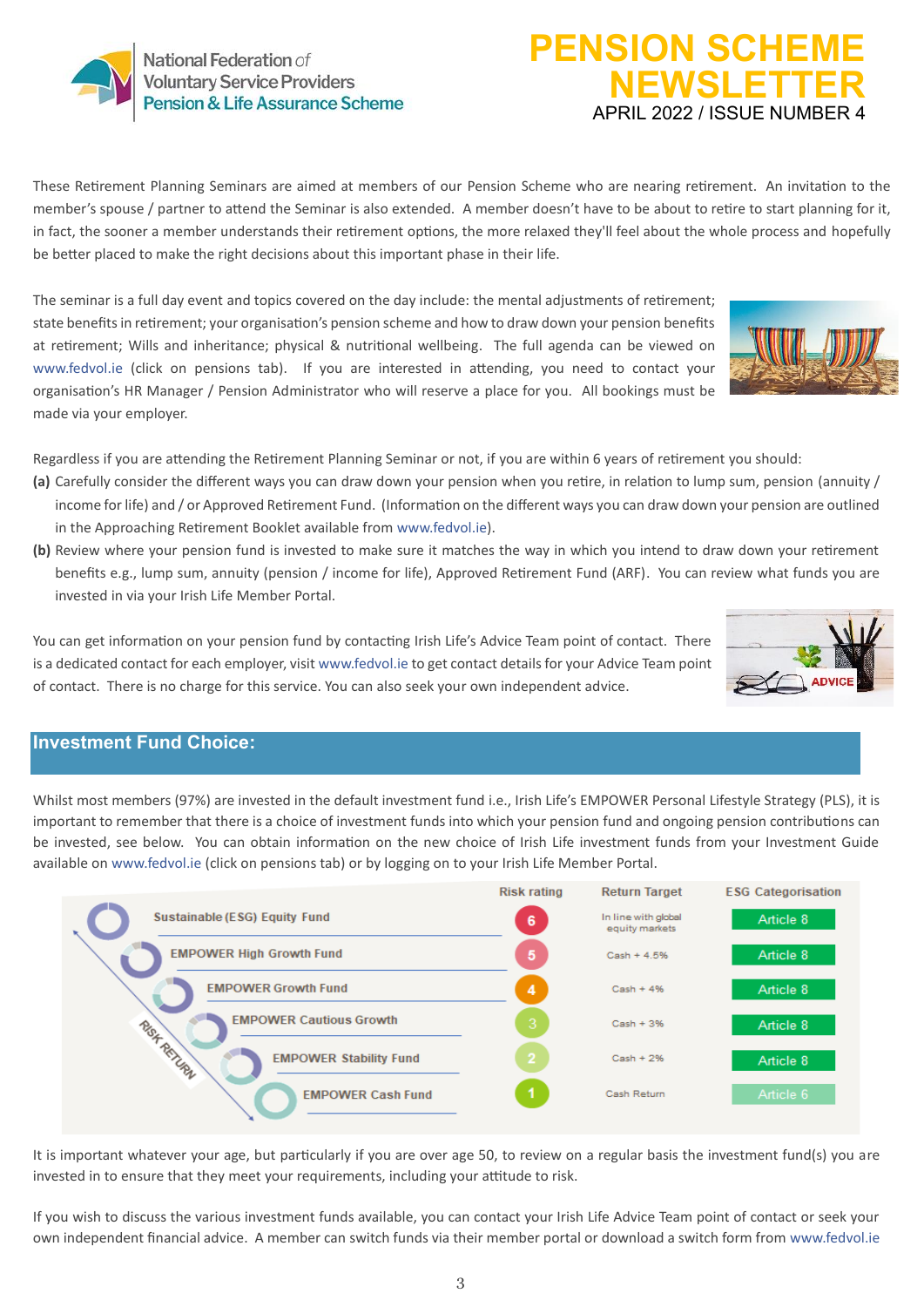These Retirement Planning Seminars are aimed at members of our Pension Scheme who are nearing retirement. An invitation to the member's spouse / partner to attend the Seminar is also extended. A member doesn't have to be about to retire to start planning for it, in fact, the sooner a member understands their retirement options, the more relaxed they'll feel about the whole process and hopefully be better placed to make the right decisions about this important phase in their life.

The seminar is a full day event and topics covered on the day include: the mental adjustments of retirement; state benefits in retirement; your organisation's pension scheme and how to draw down your pension benefits at retirement; Wills and inheritance; physical & nutritional wellbeing. The full agenda can be viewed on www.fedvol.ie (click on pensions tab). If you are interested in attending, you need to contact your organisation's HR Manager / Pension Administrator who will reserve a place for you. All bookings must be made via your employer.

Regardless if you are attending the Retirement Planning Seminar or not, if you are within 6 years of retirement you should:

**(a)** Carefully consider the different ways you can draw down your pension when you retire, in relation to lump sum, pension (annuity / income for life) and / or Approved Retirement Fund. (Information on the different ways you can draw down your pension are outlined in the Approaching Retirement Booklet available from www.fedvol.ie).

**(b)** Review where your pension fund is invested to make sure it matches the way in which you intend to draw down your retirement benefits e.g., lump sum, annuity (pension / income for life), Approved Retirement Fund (ARF). You can review what funds you are invested in via your Irish Life Member Portal.

You can get information on your pension fund by contacting Irish Life's Advice Team point of contact. There is a dedicated contact for each employer, visit www.fedvol.ie to get contact details for your Advice Team point of contact. There is no charge for this service. You can also seek your own independent advice.

## Investment Fund Choice:

Whilst most members (97%) are invested in the default investment fund i.e., Irish Life's EMPOWER Personal Lifestyle Strategy (PLS), it is important to remember that there is a choice of investment funds into which your pension fund and ongoing pension contributions can be invested, see below. You can obtain information on the new choice of Irish Life investment funds from your Investment Guide available on www.fedvol.ie (click on pensions tab) or by logging on to your Irish Life Member Portal.

| Fund | Risk rating | Return Target | ESG Categorisation |
|---|---|---|---|
| Sustainable (ESG) Equity Fund | 6 | In line with global equity markets | Article 8 |
| EMPOWER High Growth Fund | 5 | Cash + 4.5% | Article 8 |
| EMPOWER Growth Fund | 4 | Cash + 4% | Article 8 |
| EMPOWER Cautious Growth | 3 | Cash + 3% | Article 8 |
| EMPOWER Stability Fund | 2 | Cash + 2% | Article 8 |
| EMPOWER Cash Fund | 1 | Cash Return | Article 6 |

It is important whatever your age, but particularly if you are over age 50, to review on a regular basis the investment fund(s) you are invested in to ensure that they meet your requirements, including your attitude to risk.

If you wish to discuss the various investment funds available, you can contact your Irish Life Advice Team point of contact or seek your own independent financial advice. A member can switch funds via their member portal or download a switch form from www.fedvol.ie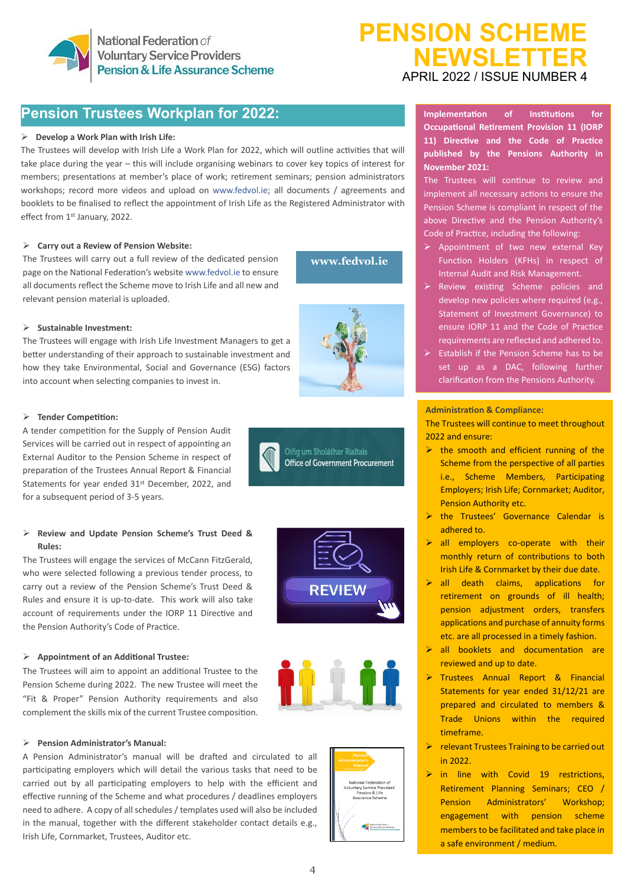National Federation of Voluntary Service Providers Pension & Life Assurance Scheme

# PENSION SCHEME NEWSLETTER

APRIL 2022 / ISSUE NUMBER 4

## Pension Trustees Workplan for 2022:

- **Develop a Work Plan with Irish Life:**

The Trustees will develop with Irish Life a Work Plan for 2022, which will outline activities that will take place during the year – this will include organising webinars to cover key topics of interest for members; presentations at member's place of work; retirement seminars; pension administrators workshops; record more videos and upload on www.fedvol.ie; all documents / agreements and booklets to be finalised to reflect the appointment of Irish Life as the Registered Administrator with effect from 1st January, 2022.

- **Carry out a Review of Pension Website:**

The Trustees will carry out a full review of the dedicated pension page on the National Federation's website www.fedvol.ie to ensure all documents reflect the Scheme move to Irish Life and all new and relevant pension material is uploaded.

www.fedvol.ie

- **Sustainable Investment:**

The Trustees will engage with Irish Life Investment Managers to get a better understanding of their approach to sustainable investment and how they take Environmental, Social and Governance (ESG) factors into account when selecting companies to invest in.

- **Tender Competition:**

A tender competition for the Supply of Pension Audit Services will be carried out in respect of appointing an External Auditor to the Pension Scheme in respect of preparation of the Trustees Annual Report & Financial Statements for year ended 31st December, 2022, and for a subsequent period of 3-5 years.

Oifig um Sholáthar Rialtais
Office of Government Procurement

- **Review and Update Pension Scheme's Trust Deed & Rules:**

The Trustees will engage the services of McCann FitzGerald, who were selected following a previous tender process, to carry out a review of the Pension Scheme's Trust Deed & Rules and ensure it is up-to-date. This work will also take account of requirements under the IORP 11 Directive and the Pension Authority's Code of Practice.

REVIEW

- **Appointment of an Additional Trustee:**

The Trustees will aim to appoint an additional Trustee to the Pension Scheme during 2022. The new Trustee will meet the "Fit & Proper" Pension Authority requirements and also complement the skills mix of the current Trustee composition.

- **Pension Administrator's Manual:**

A Pension Administrator's manual will be drafted and circulated to all participating employers which will detail the various tasks that need to be carried out by all participating employers to help with the efficient and effective running of the Scheme and what procedures / deadlines employers need to adhere. A copy of all schedules / templates used will also be included in the manual, together with the different stakeholder contact details e.g., Irish Life, Cornmarket, Trustees, Auditor etc.

**Implementation of Institutions for Occupational Retirement Provision 11 (IORP 11) Directive and the Code of Practice published by the Pensions Authority in November 2021:**

The Trustees will continue to review and implement all necessary actions to ensure the Pension Scheme is compliant in respect of the above Directive and the Pension Authority's Code of Practice, including the following:

- Appointment of two new external Key Function Holders (KFHs) in respect of Internal Audit and Risk Management.
- Review existing Scheme policies and develop new policies where required (e.g., Statement of Investment Governance) to ensure IORP 11 and the Code of Practice requirements are reflected and adhered to.
- Establish if the Pension Scheme has to be set up as a DAC, following further clarification from the Pensions Authority.

**Administration & Compliance:**

The Trustees will continue to meet throughout 2022 and ensure:

- the smooth and efficient running of the Scheme from the perspective of all parties i.e., Scheme Members, Participating Employers; Irish Life; Cornmarket; Auditor, Pension Authority etc.
- the Trustees' Governance Calendar is adhered to.
- all employers co-operate with their monthly return of contributions to both Irish Life & Cornmarket by their due date.
- all death claims, applications for retirement on grounds of ill health; pension adjustment orders, transfers applications and purchase of annuity forms etc. are all processed in a timely fashion.
- all booklets and documentation are reviewed and up to date.
- Trustees Annual Report & Financial Statements for year ended 31/12/21 are prepared and circulated to members & Trade Unions within the required timeframe.
- relevant Trustees Training to be carried out in 2022.
- in line with Covid 19 restrictions, Retirement Planning Seminars; CEO / Pension Administrators' Workshop; engagement with pension scheme members to be facilitated and take place in a safe environment / medium.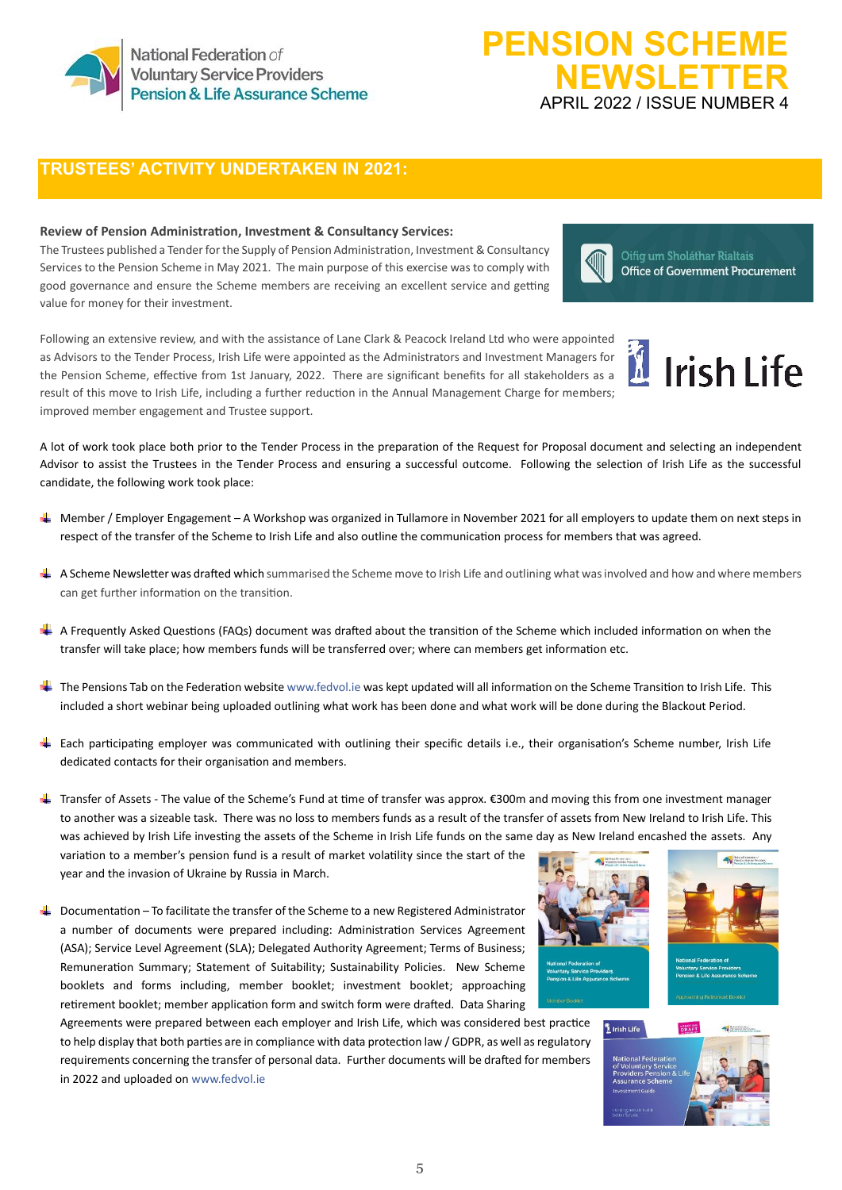## TRUSTEES' ACTIVITY UNDERTAKEN IN 2021:

**Review of Pension Administration, Investment & Consultancy Services:**

The Trustees published a Tender for the Supply of Pension Administration, Investment & Consultancy Services to the Pension Scheme in May 2021. The main purpose of this exercise was to comply with good governance and ensure the Scheme members are receiving an excellent service and getting value for money for their investment.

Following an extensive review, and with the assistance of Lane Clark & Peacock Ireland Ltd who were appointed as Advisors to the Tender Process, Irish Life were appointed as the Administrators and Investment Managers for the Pension Scheme, effective from 1st January, 2022. There are significant benefits for all stakeholders as a result of this move to Irish Life, including a further reduction in the Annual Management Charge for members; improved member engagement and Trustee support.

A lot of work took place both prior to the Tender Process in the preparation of the Request for Proposal document and selecting an independent Advisor to assist the Trustees in the Tender Process and ensuring a successful outcome. Following the selection of Irish Life as the successful candidate, the following work took place:

- Member / Employer Engagement – A Workshop was organized in Tullamore in November 2021 for all employers to update them on next steps in respect of the transfer of the Scheme to Irish Life and also outline the communication process for members that was agreed.
- A Scheme Newsletter was drafted which summarised the Scheme move to Irish Life and outlining what was involved and how and where members can get further information on the transition.
- A Frequently Asked Questions (FAQs) document was drafted about the transition of the Scheme which included information on when the transfer will take place; how members funds will be transferred over; where can members get information etc.
- The Pensions Tab on the Federation website www.fedvol.ie was kept updated will all information on the Scheme Transition to Irish Life. This included a short webinar being uploaded outlining what work has been done and what work will be done during the Blackout Period.
- Each participating employer was communicated with outlining their specific details i.e., their organisation's Scheme number, Irish Life dedicated contacts for their organisation and members.
- Transfer of Assets - The value of the Scheme's Fund at time of transfer was approx. €300m and moving this from one investment manager to another was a sizeable task. There was no loss to members funds as a result of the transfer of assets from New Ireland to Irish Life. This was achieved by Irish Life investing the assets of the Scheme in Irish Life funds on the same day as New Ireland encashed the assets. Any variation to a member's pension fund is a result of market volatility since the start of the year and the invasion of Ukraine by Russia in March.
- Documentation – To facilitate the transfer of the Scheme to a new Registered Administrator a number of documents were prepared including: Administration Services Agreement (ASA); Service Level Agreement (SLA); Delegated Authority Agreement; Terms of Business; Remuneration Summary; Statement of Suitability; Sustainability Policies. New Scheme booklets and forms including, member booklet; investment booklet; approaching retirement booklet; member application form and switch form were drafted. Data Sharing Agreements were prepared between each employer and Irish Life, which was considered best practice to help display that both parties are in compliance with data protection law / GDPR, as well as regulatory requirements concerning the transfer of personal data. Further documents will be drafted for members in 2022 and uploaded on www.fedvol.ie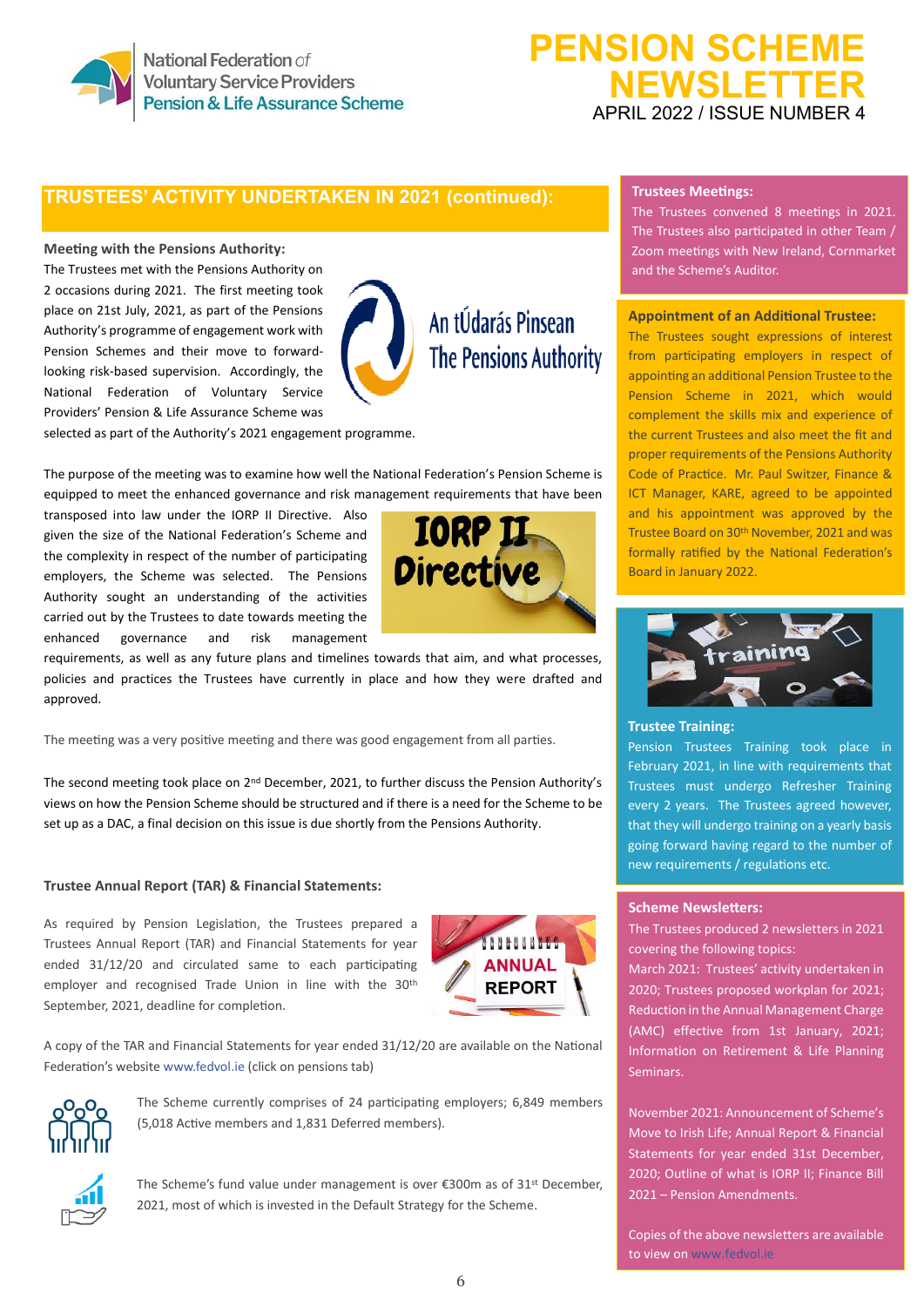# PENSION SCHEME NEWSLETTER

APRIL 2022 / ISSUE NUMBER 4

## TRUSTEES' ACTIVITY UNDERTAKEN IN 2021 (continued):

**Meeting with the Pensions Authority:**

The Trustees met with the Pensions Authority on 2 occasions during 2021. The first meeting took place on 21st July, 2021, as part of the Pensions Authority's programme of engagement work with Pension Schemes and their move to forward-looking risk-based supervision. Accordingly, the National Federation of Voluntary Service Providers' Pension & Life Assurance Scheme was selected as part of the Authority's 2021 engagement programme.

The purpose of the meeting was to examine how well the National Federation's Pension Scheme is equipped to meet the enhanced governance and risk management requirements that have been transposed into law under the IORP II Directive. Also given the size of the National Federation's Scheme and the complexity in respect of the number of participating employers, the Scheme was selected. The Pensions Authority sought an understanding of the activities carried out by the Trustees to date towards meeting the enhanced governance and risk management requirements, as well as any future plans and timelines towards that aim, and what processes, policies and practices the Trustees have currently in place and how they were drafted and approved.

The meeting was a very positive meeting and there was good engagement from all parties.

The second meeting took place on 2nd December, 2021, to further discuss the Pension Authority's views on how the Pension Scheme should be structured and if there is a need for the Scheme to be set up as a DAC, a final decision on this issue is due shortly from the Pensions Authority.

**Trustee Annual Report (TAR) & Financial Statements:**

As required by Pension Legislation, the Trustees prepared a Trustees Annual Report (TAR) and Financial Statements for year ended 31/12/20 and circulated same to each participating employer and recognised Trade Union in line with the 30th September, 2021, deadline for completion.

A copy of the TAR and Financial Statements for year ended 31/12/20 are available on the National Federation's website www.fedvol.ie (click on pensions tab)

The Scheme currently comprises of 24 participating employers; 6,849 members (5,018 Active members and 1,831 Deferred members).

The Scheme's fund value under management is over €300m as of 31st December, 2021, most of which is invested in the Default Strategy for the Scheme.

**Trustees Meetings:**

The Trustees convened 8 meetings in 2021. The Trustees also participated in other Team / Zoom meetings with New Ireland, Cornmarket and the Scheme's Auditor.

**Appointment of an Additional Trustee:**

The Trustees sought expressions of interest from participating employers in respect of appointing an additional Pension Trustee to the Pension Scheme in 2021, which would complement the skills mix and experience of the current Trustees and also meet the fit and proper requirements of the Pensions Authority Code of Practice. Mr. Paul Switzer, Finance & ICT Manager, KARE, agreed to be appointed and his appointment was approved by the Trustee Board on 30th November, 2021 and was formally ratified by the National Federation's Board in January 2022.

**Trustee Training:**

Pension Trustees Training took place in February 2021, in line with requirements that Trustees must undergo Refresher Training every 2 years. The Trustees agreed however, that they will undergo training on a yearly basis going forward having regard to the number of new requirements / regulations etc.

**Scheme Newsletters:**

The Trustees produced 2 newsletters in 2021 covering the following topics:

March 2021: Trustees' activity undertaken in 2020; Trustees proposed workplan for 2021; Reduction in the Annual Management Charge (AMC) effective from 1st January, 2021; Information on Retirement & Life Planning Seminars.

November 2021: Announcement of Scheme's Move to Irish Life; Annual Report & Financial Statements for year ended 31st December, 2020; Outline of what is IORP II; Finance Bill 2021 – Pension Amendments.

Copies of the above newsletters are available to view on www.fedvol.ie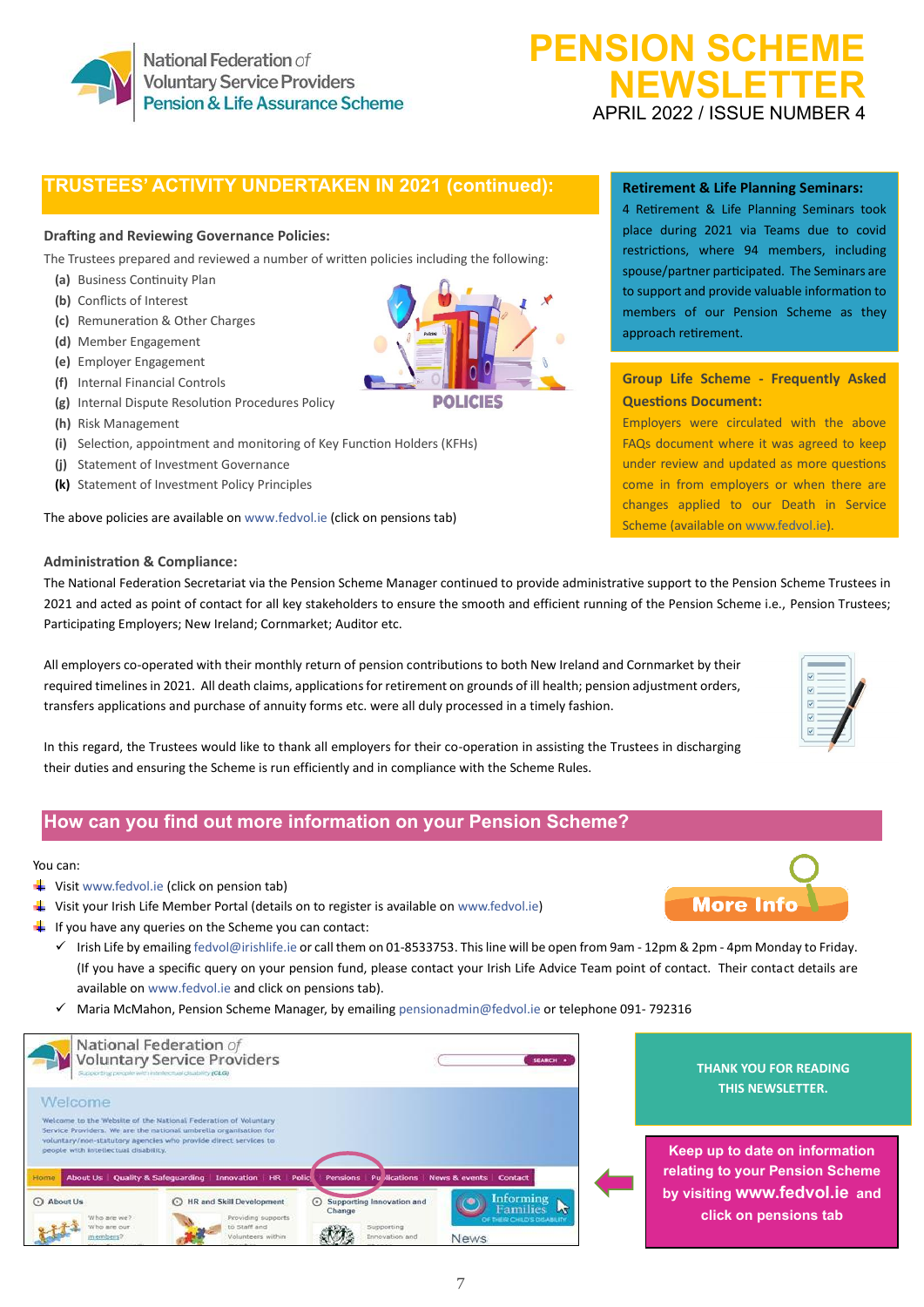National Federation of Voluntary Service Providers
Pension & Life Assurance Scheme

# PENSION SCHEME NEWSLETTER

APRIL 2022 / ISSUE NUMBER 4

## TRUSTEES' ACTIVITY UNDERTAKEN IN 2021 (continued):

### Drafting and Reviewing Governance Policies:

The Trustees prepared and reviewed a number of written policies including the following:

- **(a)** Business Continuity Plan
- **(b)** Conflicts of Interest
- **(c)** Remuneration & Other Charges
- **(d)** Member Engagement
- **(e)** Employer Engagement
- **(f)** Internal Financial Controls
- **(g)** Internal Dispute Resolution Procedures Policy
- **(h)** Risk Management
- **(i)** Selection, appointment and monitoring of Key Function Holders (KFHs)
- **(j)** Statement of Investment Governance
- **(k)** Statement of Investment Policy Principles

The above policies are available on www.fedvol.ie (click on pensions tab)

### Retirement & Life Planning Seminars:

4 Retirement & Life Planning Seminars took place during 2021 via Teams due to covid restrictions, where 94 members, including spouse/partner participated. The Seminars are to support and provide valuable information to members of our Pension Scheme as they approach retirement.

### Group Life Scheme - Frequently Asked Questions Document:

Employers were circulated with the above FAQs document where it was agreed to keep under review and updated as more questions come in from employers or when there are changes applied to our Death in Service Scheme (available on www.fedvol.ie).

### Administration & Compliance:

The National Federation Secretariat via the Pension Scheme Manager continued to provide administrative support to the Pension Scheme Trustees in 2021 and acted as point of contact for all key stakeholders to ensure the smooth and efficient running of the Pension Scheme i.e., Pension Trustees; Participating Employers; New Ireland; Cornmarket; Auditor etc.

All employers co-operated with their monthly return of pension contributions to both New Ireland and Cornmarket by their required timelines in 2021. All death claims, applications for retirement on grounds of ill health; pension adjustment orders, transfers applications and purchase of annuity forms etc. were all duly processed in a timely fashion.

In this regard, the Trustees would like to thank all employers for their co-operation in assisting the Trustees in discharging their duties and ensuring the Scheme is run efficiently and in compliance with the Scheme Rules.

## How can you find out more information on your Pension Scheme?

You can:

- Visit www.fedvol.ie (click on pension tab)
- Visit your Irish Life Member Portal (details on to register is available on www.fedvol.ie)
- If you have any queries on the Scheme you can contact:
  - ✓ Irish Life by emailing fedvol@irishlife.ie or call them on 01-8533753. This line will be open from 9am - 12pm & 2pm - 4pm Monday to Friday. (If you have a specific query on your pension fund, please contact your Irish Life Advice Team point of contact. Their contact details are available on www.fedvol.ie and click on pensions tab).
  - ✓ Maria McMahon, Pension Scheme Manager, by emailing pensionadmin@fedvol.ie or telephone 091- 792316

**THANK YOU FOR READING THIS NEWSLETTER.**

**Keep up to date on information relating to your Pension Scheme by visiting www.fedvol.ie and click on pensions tab**